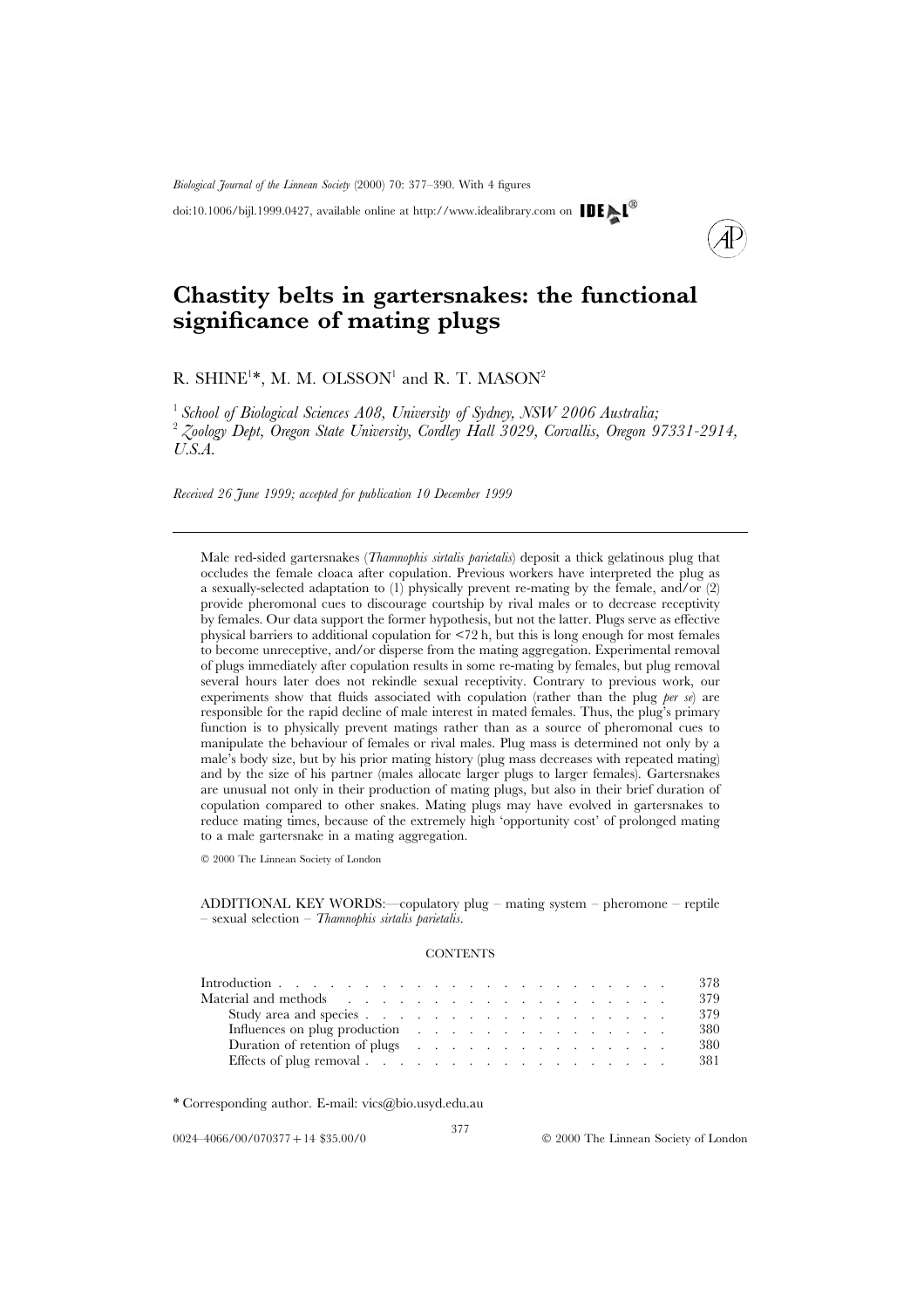# Chastity belts in gartersnakes: the functional significance of mating plugs

R. SHINE[1]*, M. M. OLSSON[1] and R. T. MASON[2]

[1] *School of Biological Sciences A08, University of Sydney, NSW 2006 Australia;*
[2] *Zoology Dept, Oregon State University, Cordley Hall 3029, Corvallis, Oregon 97331-2914, U.S.A.*

*Received 26 June 1999; accepted for publication 10 December 1999*

---

Male red-sided gartersnakes (*Thamnophis sirtalis parietalis*) deposit a thick gelatinous plug that occludes the female cloaca after copulation. Previous workers have interpreted the plug as a sexually-selected adaptation to (1) physically prevent re-mating by the female, and/or (2) provide pheromonal cues to discourage courtship by rival males or to decrease receptivity by females. Our data support the former hypothesis, but not the latter. Plugs serve as effective physical barriers to additional copulation for <72 h, but this is long enough for most females to become unreceptive, and/or disperse from the mating aggregation. Experimental removal of plugs immediately after copulation results in some re-mating by females, but plug removal several hours later does not rekindle sexual receptivity. Contrary to previous work, our experiments show that fluids associated with copulation (rather than the plug *per se*) are responsible for the rapid decline of male interest in mated females. Thus, the plug's primary function is to physically prevent matings rather than as a source of pheromonal cues to manipulate the behaviour of females or rival males. Plug mass is determined not only by a male's body size, but by his prior mating history (plug mass decreases with repeated mating) and by the size of his partner (males allocate larger plugs to larger females). Gartersnakes are unusual not only in their production of mating plugs, but also in their brief duration of copulation compared to other snakes. Mating plugs may have evolved in gartersnakes to reduce mating times, because of the extremely high 'opportunity cost' of prolonged mating to a male gartersnake in a mating aggregation.

© 2000 The Linnean Society of London

ADDITIONAL KEY WORDS:—copulatory plug – mating system – pheromone – reptile – sexual selection – *Thamnophis sirtalis parietalis*.

CONTENTS

| | |
|---|---|
| Introduction | 378 |
| Material and methods | 379 |
| Study area and species | 379 |
| Influences on plug production | 380 |
| Duration of retention of plugs | 380 |
| Effects of plug removal | 381 |

\* Corresponding author. E-mail: vics@bio.usyd.edu.au

0024–4066/00/070377 + 14 $35.00/0 © 2000 The Linnean Society of London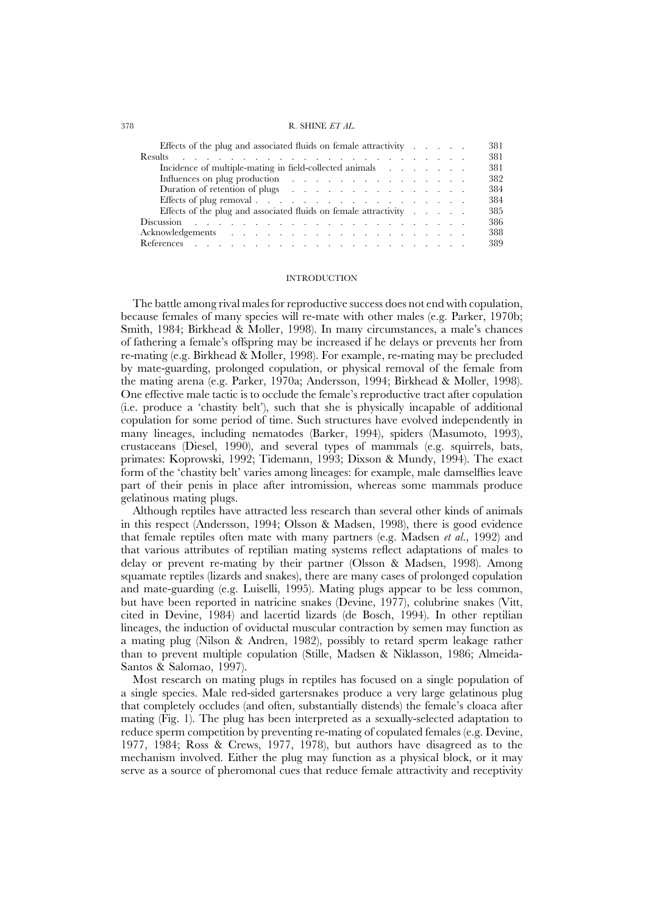Effects of the plug and associated fluids on female attractivity . . . . . 381
Results . . . . . . . . . . . . . . . . . . . . . . . 381
Incidence of multiple-mating in field-collected animals . . . . . . . 381
Influences on plug production . . . . . . . . . . . . . . 382
Duration of retention of plugs . . . . . . . . . . . . . . 384
Effects of plug removal . . . . . . . . . . . . . . . . . 384
Effects of the plug and associated fluids on female attractivity . . . . . 385
Discussion . . . . . . . . . . . . . . . . . . . . . . 386
Acknowledgements . . . . . . . . . . . . . . . . . . . 388
References . . . . . . . . . . . . . . . . . . . . . . 389

## INTRODUCTION

The battle among rival males for reproductive success does not end with copulation, because females of many species will re-mate with other males (e.g. Parker, 1970b; Smith, 1984; Birkhead & Moller, 1998). In many circumstances, a male's chances of fathering a female's offspring may be increased if he delays or prevents her from re-mating (e.g. Birkhead & Moller, 1998). For example, re-mating may be precluded by mate-guarding, prolonged copulation, or physical removal of the female from the mating arena (e.g. Parker, 1970a; Andersson, 1994; Birkhead & Moller, 1998). One effective male tactic is to occlude the female's reproductive tract after copulation (i.e. produce a 'chastity belt'), such that she is physically incapable of additional copulation for some period of time. Such structures have evolved independently in many lineages, including nematodes (Barker, 1994), spiders (Masumoto, 1993), crustaceans (Diesel, 1990), and several types of mammals (e.g. squirrels, bats, primates: Koprowski, 1992; Tidemann, 1993; Dixson & Mundy, 1994). The exact form of the 'chastity belt' varies among lineages: for example, male damselflies leave part of their penis in place after intromission, whereas some mammals produce gelatinous mating plugs.

Although reptiles have attracted less research than several other kinds of animals in this respect (Andersson, 1994; Olsson & Madsen, 1998), there is good evidence that female reptiles often mate with many partners (e.g. Madsen *et al.*, 1992) and that various attributes of reptilian mating systems reflect adaptations of males to delay or prevent re-mating by their partner (Olsson & Madsen, 1998). Among squamate reptiles (lizards and snakes), there are many cases of prolonged copulation and mate-guarding (e.g. Luiselli, 1995). Mating plugs appear to be less common, but have been reported in natricine snakes (Devine, 1977), colubrine snakes (Vitt, cited in Devine, 1984) and lacertid lizards (de Bosch, 1994). In other reptilian lineages, the induction of oviductal muscular contraction by semen may function as a mating plug (Nilson & Andren, 1982), possibly to retard sperm leakage rather than to prevent multiple copulation (Stille, Madsen & Niklasson, 1986; Almeida-Santos & Salomao, 1997).

Most research on mating plugs in reptiles has focused on a single population of a single species. Male red-sided gartersnakes produce a very large gelatinous plug that completely occludes (and often, substantially distends) the female's cloaca after mating (Fig. 1). The plug has been interpreted as a sexually-selected adaptation to reduce sperm competition by preventing re-mating of copulated females (e.g. Devine, 1977, 1984; Ross & Crews, 1977, 1978), but authors have disagreed as to the mechanism involved. Either the plug may function as a physical block, or it may serve as a source of pheromonal cues that reduce female attractivity and receptivity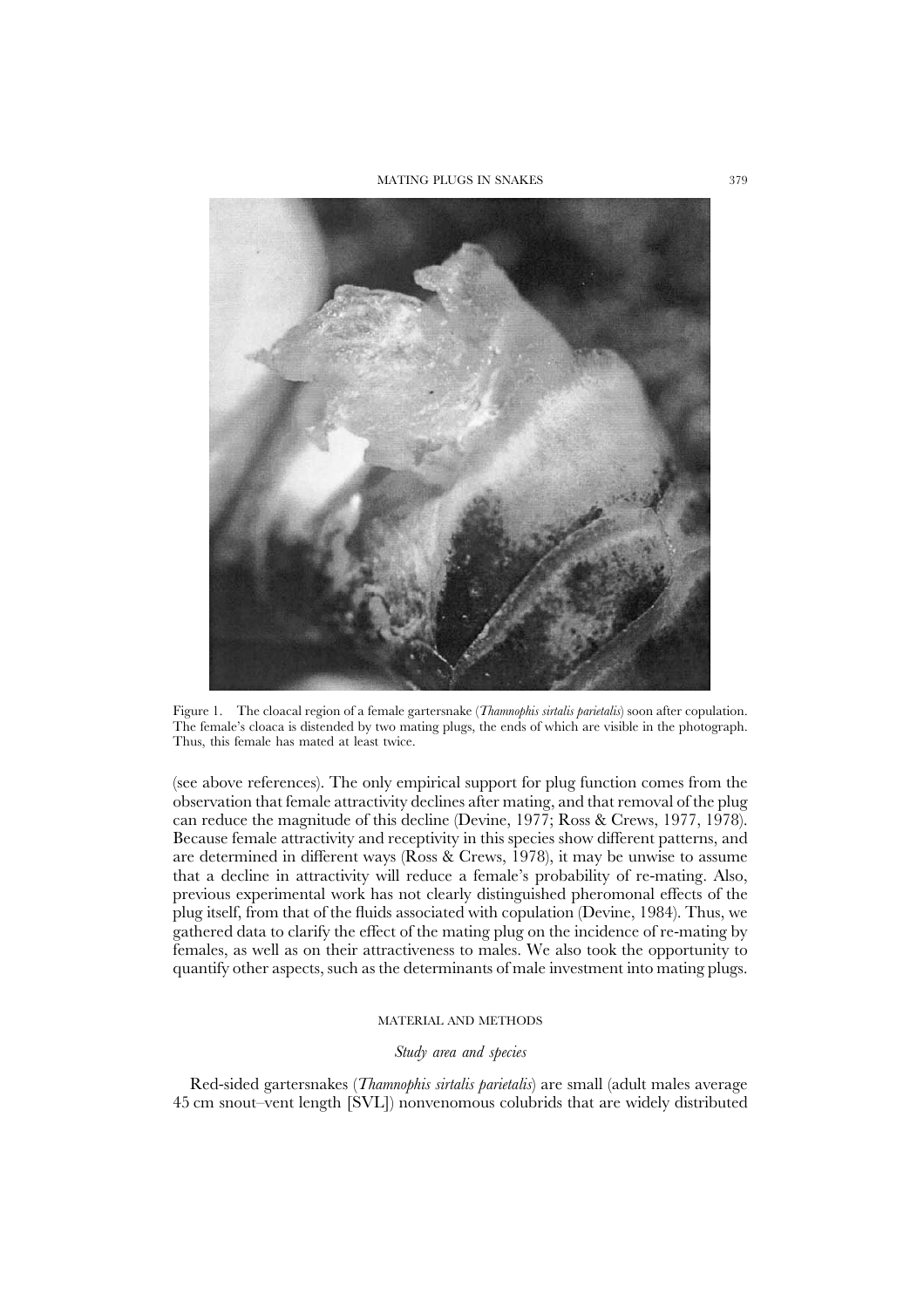Figure 1. The cloacal region of a female gartersnake (*Thamnophis sirtalis parietalis*) soon after copulation. The female's cloaca is distended by two mating plugs, the ends of which are visible in the photograph. Thus, this female has mated at least twice.

(see above references). The only empirical support for plug function comes from the observation that female attractivity declines after mating, and that removal of the plug can reduce the magnitude of this decline (Devine, 1977; Ross & Crews, 1977, 1978). Because female attractivity and receptivity in this species show different patterns, and are determined in different ways (Ross & Crews, 1978), it may be unwise to assume that a decline in attractivity will reduce a female's probability of re-mating. Also, previous experimental work has not clearly distinguished pheromonal effects of the plug itself, from that of the fluids associated with copulation (Devine, 1984). Thus, we gathered data to clarify the effect of the mating plug on the incidence of re-mating by females, as well as on their attractiveness to males. We also took the opportunity to quantify other aspects, such as the determinants of male investment into mating plugs.

## MATERIAL AND METHODS

### *Study area and species*

Red-sided gartersnakes (*Thamnophis sirtalis parietalis*) are small (adult males average 45 cm snout–vent length [SVL]) nonvenomous colubrids that are widely distributed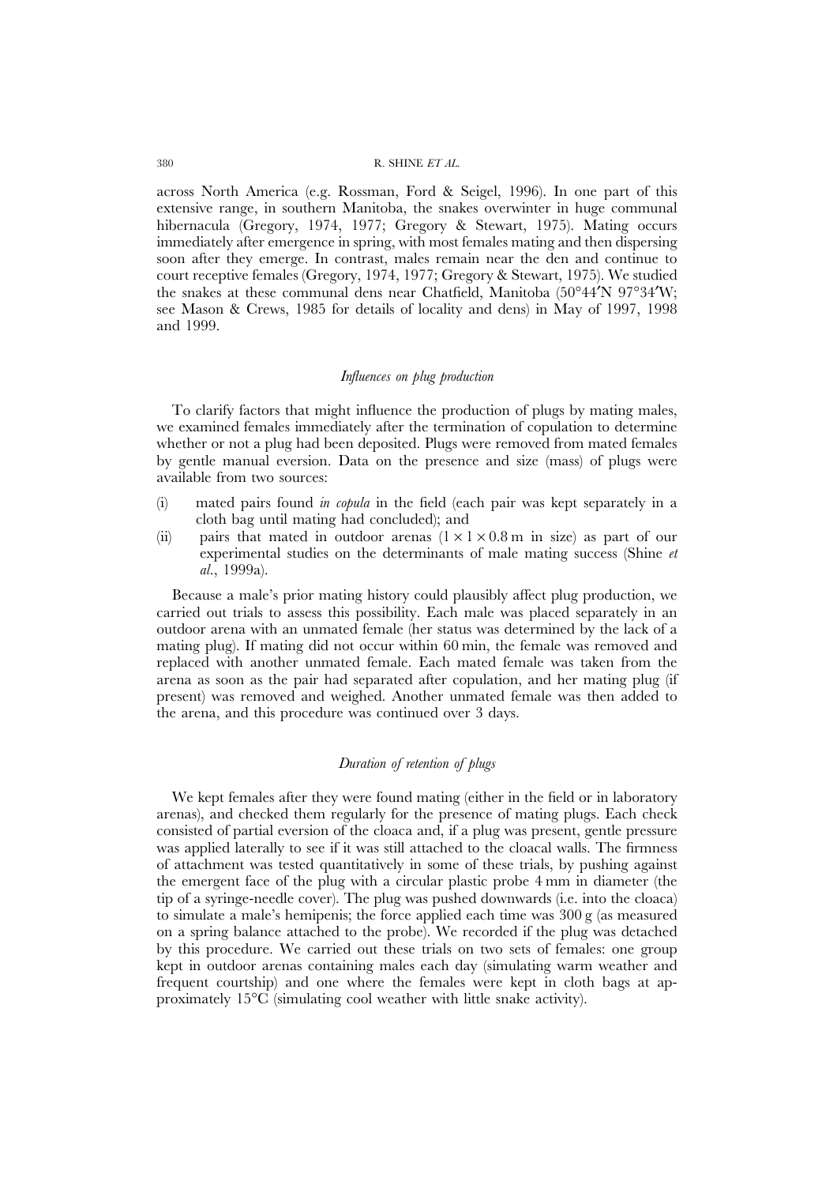across North America (e.g. Rossman, Ford & Seigel, 1996). In one part of this extensive range, in southern Manitoba, the snakes overwinter in huge communal hibernacula (Gregory, 1974, 1977; Gregory & Stewart, 1975). Mating occurs immediately after emergence in spring, with most females mating and then dispersing soon after they emerge. In contrast, males remain near the den and continue to court receptive females (Gregory, 1974, 1977; Gregory & Stewart, 1975). We studied the snakes at these communal dens near Chatfield, Manitoba (50°44′N 97°34′W; see Mason & Crews, 1985 for details of locality and dens) in May of 1997, 1998 and 1999.

### *Influences on plug production*

To clarify factors that might influence the production of plugs by mating males, we examined females immediately after the termination of copulation to determine whether or not a plug had been deposited. Plugs were removed from mated females by gentle manual eversion. Data on the presence and size (mass) of plugs were available from two sources:

(i) mated pairs found *in copula* in the field (each pair was kept separately in a cloth bag until mating had concluded); and

(ii) pairs that mated in outdoor arenas ($1 \times 1 \times 0.8$ m in size) as part of our experimental studies on the determinants of male mating success (Shine *et al.*, 1999a).

Because a male's prior mating history could plausibly affect plug production, we carried out trials to assess this possibility. Each male was placed separately in an outdoor arena with an unmated female (her status was determined by the lack of a mating plug). If mating did not occur within 60 min, the female was removed and replaced with another unmated female. Each mated female was taken from the arena as soon as the pair had separated after copulation, and her mating plug (if present) was removed and weighed. Another unmated female was then added to the arena, and this procedure was continued over 3 days.

### *Duration of retention of plugs*

We kept females after they were found mating (either in the field or in laboratory arenas), and checked them regularly for the presence of mating plugs. Each check consisted of partial eversion of the cloaca and, if a plug was present, gentle pressure was applied laterally to see if it was still attached to the cloacal walls. The firmness of attachment was tested quantitatively in some of these trials, by pushing against the emergent face of the plug with a circular plastic probe 4 mm in diameter (the tip of a syringe-needle cover). The plug was pushed downwards (i.e. into the cloaca) to simulate a male's hemipenis; the force applied each time was 300 g (as measured on a spring balance attached to the probe). We recorded if the plug was detached by this procedure. We carried out these trials on two sets of females: one group kept in outdoor arenas containing males each day (simulating warm weather and frequent courtship) and one where the females were kept in cloth bags at approximately 15°C (simulating cool weather with little snake activity).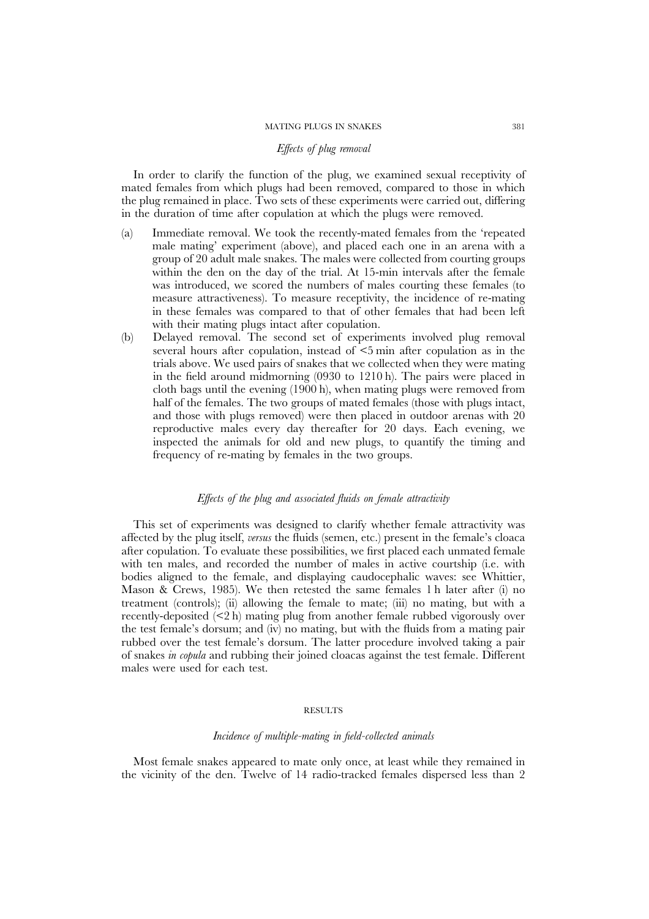### *Effects of plug removal*

In order to clarify the function of the plug, we examined sexual receptivity of mated females from which plugs had been removed, compared to those in which the plug remained in place. Two sets of these experiments were carried out, differing in the duration of time after copulation at which the plugs were removed.

(a) Immediate removal. We took the recently-mated females from the 'repeated male mating' experiment (above), and placed each one in an arena with a group of 20 adult male snakes. The males were collected from courting groups within the den on the day of the trial. At 15-min intervals after the female was introduced, we scored the numbers of males courting these females (to measure attractiveness). To measure receptivity, the incidence of re-mating in these females was compared to that of other females that had been left with their mating plugs intact after copulation.

(b) Delayed removal. The second set of experiments involved plug removal several hours after copulation, instead of <5 min after copulation as in the trials above. We used pairs of snakes that we collected when they were mating in the field around midmorning (0930 to 1210 h). The pairs were placed in cloth bags until the evening (1900 h), when mating plugs were removed from half of the females. The two groups of mated females (those with plugs intact, and those with plugs removed) were then placed in outdoor arenas with 20 reproductive males every day thereafter for 20 days. Each evening, we inspected the animals for old and new plugs, to quantify the timing and frequency of re-mating by females in the two groups.

### *Effects of the plug and associated fluids on female attractivity*

This set of experiments was designed to clarify whether female attractivity was affected by the plug itself, *versus* the fluids (semen, etc.) present in the female's cloaca after copulation. To evaluate these possibilities, we first placed each unmated female with ten males, and recorded the number of males in active courtship (i.e. with bodies aligned to the female, and displaying caudocephalic waves: see Whittier, Mason & Crews, 1985). We then retested the same females 1 h later after (i) no treatment (controls); (ii) allowing the female to mate; (iii) no mating, but with a recently-deposited (<2 h) mating plug from another female rubbed vigorously over the test female's dorsum; and (iv) no mating, but with the fluids from a mating pair rubbed over the test female's dorsum. The latter procedure involved taking a pair of snakes *in copula* and rubbing their joined cloacas against the test female. Different males were used for each test.

## RESULTS

### *Incidence of multiple-mating in field-collected animals*

Most female snakes appeared to mate only once, at least while they remained in the vicinity of the den. Twelve of 14 radio-tracked females dispersed less than 2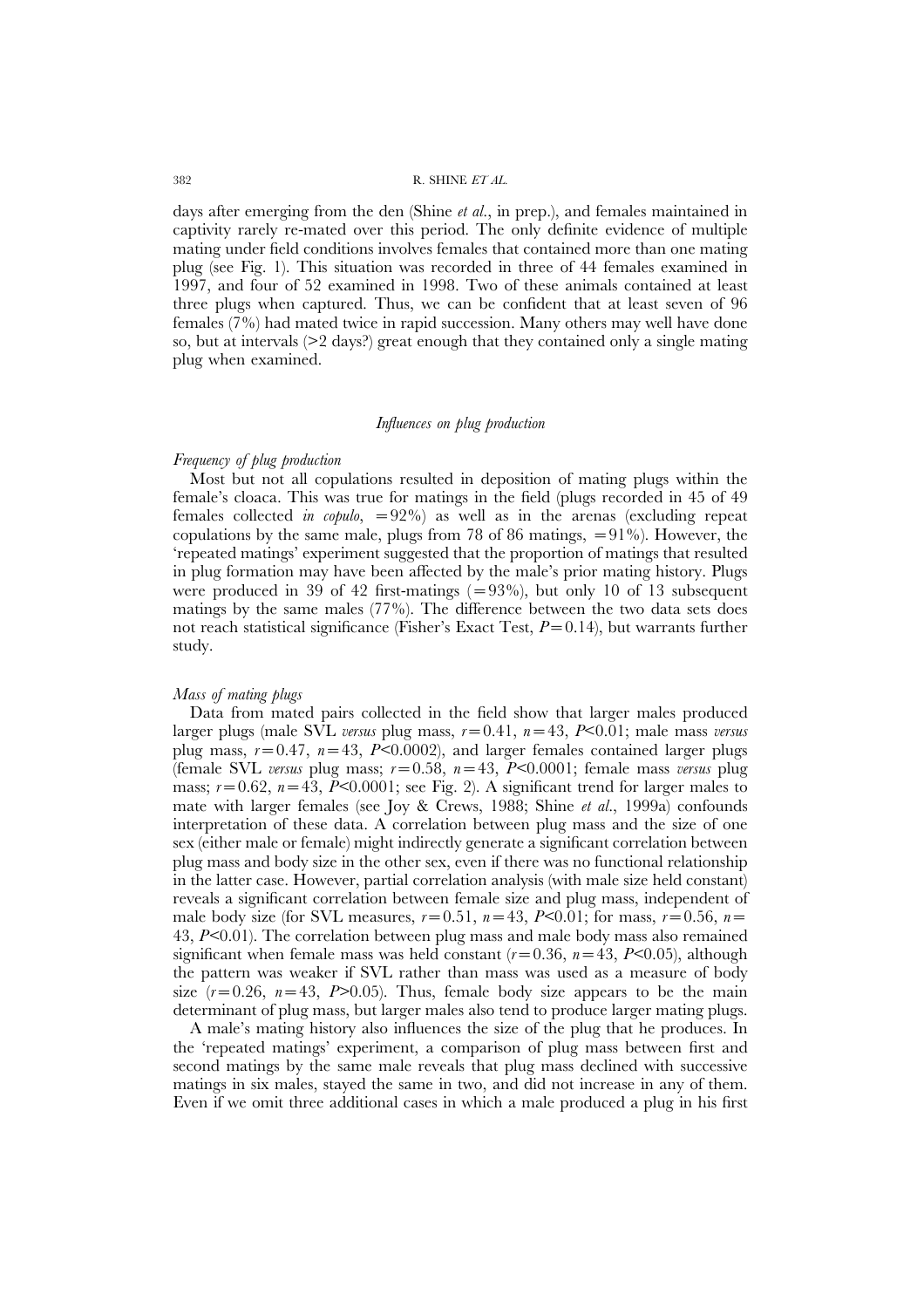days after emerging from the den (Shine *et al.*, in prep.), and females maintained in captivity rarely re-mated over this period. The only definite evidence of multiple mating under field conditions involves females that contained more than one mating plug (see Fig. 1). This situation was recorded in three of 44 females examined in 1997, and four of 52 examined in 1998. Two of these animals contained at least three plugs when captured. Thus, we can be confident that at least seven of 96 females (7%) had mated twice in rapid succession. Many others may well have done so, but at intervals (>2 days?) great enough that they contained only a single mating plug when examined.

### *Influences on plug production*

#### *Frequency of plug production*

Most but not all copulations resulted in deposition of mating plugs within the female's cloaca. This was true for matings in the field (plugs recorded in 45 of 49 females collected *in copulo*, $=92\%$) as well as in the arenas (excluding repeat copulations by the same male, plugs from 78 of 86 matings, $=91\%$). However, the 'repeated matings' experiment suggested that the proportion of matings that resulted in plug formation may have been affected by the male's prior mating history. Plugs were produced in 39 of 42 first-matings ($=93\%$), but only 10 of 13 subsequent matings by the same males (77%). The difference between the two data sets does not reach statistical significance (Fisher's Exact Test, $P=0.14$), but warrants further study.

#### *Mass of mating plugs*

Data from mated pairs collected in the field show that larger males produced larger plugs (male SVL *versus* plug mass, $r=0.41$, $n=43$, $P<0.01$; male mass *versus* plug mass, $r=0.47$, $n=43$, $P<0.0002$), and larger females contained larger plugs (female SVL *versus* plug mass; $r=0.58$, $n=43$, $P<0.0001$; female mass *versus* plug mass; $r=0.62$, $n=43$, $P<0.0001$; see Fig. 2). A significant trend for larger males to mate with larger females (see Joy & Crews, 1988; Shine *et al.*, 1999a) confounds interpretation of these data. A correlation between plug mass and the size of one sex (either male or female) might indirectly generate a significant correlation between plug mass and body size in the other sex, even if there was no functional relationship in the latter case. However, partial correlation analysis (with male size held constant) reveals a significant correlation between female size and plug mass, independent of male body size (for SVL measures, $r=0.51$, $n=43$, $P<0.01$; for mass, $r=0.56$, $n=43$, $P<0.01$). The correlation between plug mass and male body mass also remained significant when female mass was held constant ($r=0.36$, $n=43$, $P<0.05$), although the pattern was weaker if SVL rather than mass was used as a measure of body size ($r=0.26$, $n=43$, $P>0.05$). Thus, female body size appears to be the main determinant of plug mass, but larger males also tend to produce larger mating plugs.

A male's mating history also influences the size of the plug that he produces. In the 'repeated matings' experiment, a comparison of plug mass between first and second matings by the same male reveals that plug mass declined with successive matings in six males, stayed the same in two, and did not increase in any of them. Even if we omit three additional cases in which a male produced a plug in his first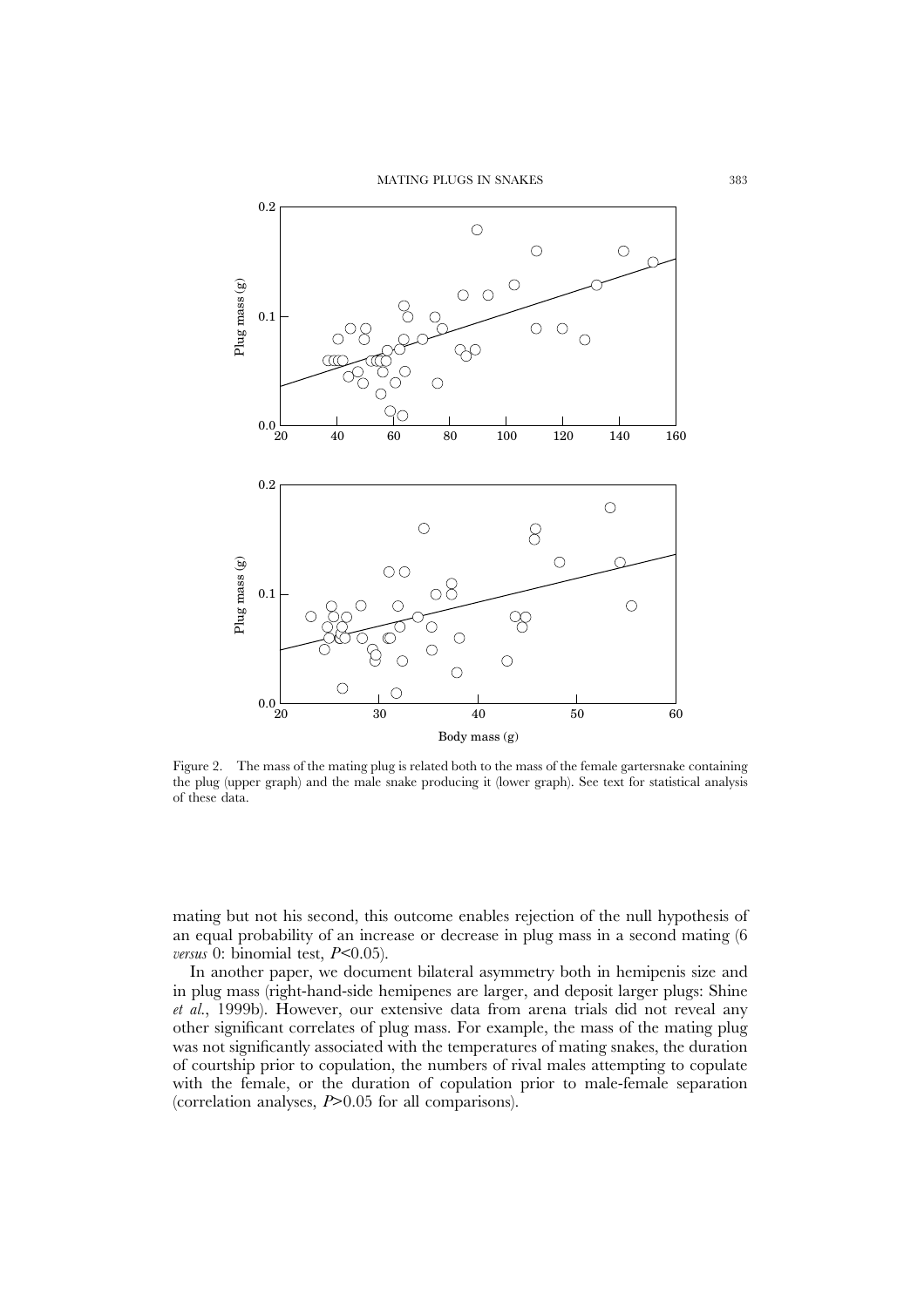Figure 2. The mass of the mating plug is related both to the mass of the female gartersnake containing the plug (upper graph) and the male snake producing it (lower graph). See text for statistical analysis of these data.

mating but not his second, this outcome enables rejection of the null hypothesis of an equal probability of an increase or decrease in plug mass in a second mating (6 *versus* 0: binomial test, $P<0.05$).

In another paper, we document bilateral asymmetry both in hemipenis size and in plug mass (right-hand-side hemipenes are larger, and deposit larger plugs: Shine *et al.*, 1999b). However, our extensive data from arena trials did not reveal any other significant correlates of plug mass. For example, the mass of the mating plug was not significantly associated with the temperatures of mating snakes, the duration of courtship prior to copulation, the numbers of rival males attempting to copulate with the female, or the duration of copulation prior to male-female separation (correlation analyses, $P>0.05$ for all comparisons).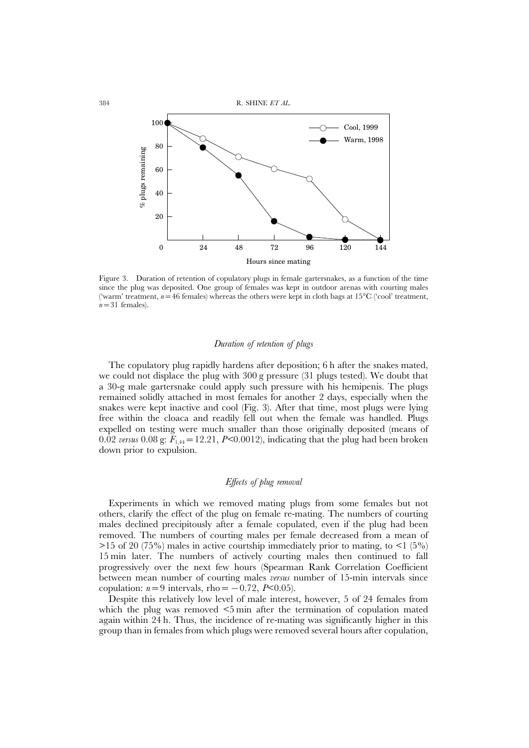Figure 3. Duration of retention of copulatory plugs in female gartersnakes, as a function of the time since the plug was deposited. One group of females was kept in outdoor arenas with courting males ('warm' treatment, $n=46$ females) whereas the others were kept in cloth bags at 15°C ('cool' treatment, $n=31$ females).

### *Duration of retention of plugs*

The copulatory plug rapidly hardens after deposition; 6 h after the snakes mated, we could not displace the plug with 300 g pressure (31 plugs tested). We doubt that a 30-g male gartersnake could apply such pressure with his hemipenis. The plugs remained solidly attached in most females for another 2 days, especially when the snakes were kept inactive and cool (Fig. 3). After that time, most plugs were lying free within the cloaca and readily fell out when the female was handled. Plugs expelled on testing were much smaller than those originally deposited (means of 0.02 *versus* 0.08 g: $F_{1,44}=12.21$, $P<0.0012$), indicating that the plug had been broken down prior to expulsion.

### *Effects of plug removal*

Experiments in which we removed mating plugs from some females but not others, clarify the effect of the plug on female re-mating. The numbers of courting males declined precipitously after a female copulated, even if the plug had been removed. The numbers of courting males per female decreased from a mean of >15 of 20 (75%) males in active courtship immediately prior to mating, to <1 (5%) 15 min later. The numbers of actively courting males then continued to fall progressively over the next few hours (Spearman Rank Correlation Coefficient between mean number of courting males *versus* number of 15-min intervals since copulation: $n=9$ intervals, rho $=-0.72$, $P<0.05$).

Despite this relatively low level of male interest, however, 5 of 24 females from which the plug was removed <5 min after the termination of copulation mated again within 24 h. Thus, the incidence of re-mating was significantly higher in this group than in females from which plugs were removed several hours after copulation,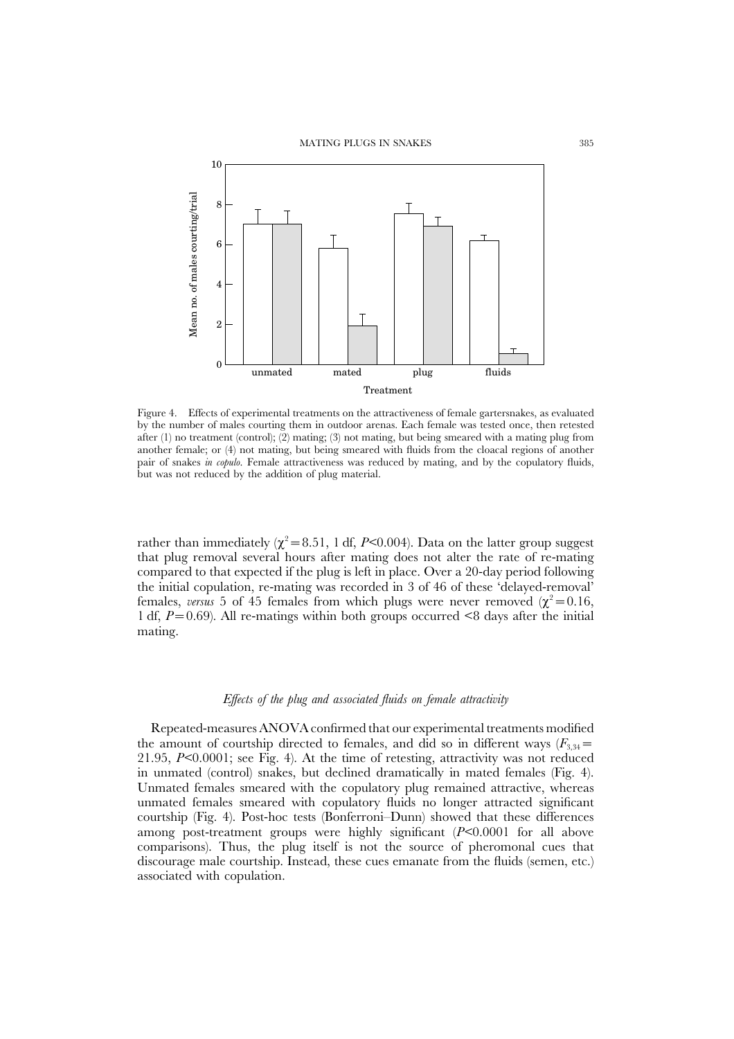Figure 4. Effects of experimental treatments on the attractiveness of female gartersnakes, as evaluated by the number of males courting them in outdoor arenas. Each female was tested once, then retested after (1) no treatment (control); (2) mating; (3) not mating, but being smeared with a mating plug from another female; or (4) not mating, but being smeared with fluids from the cloacal regions of another pair of snakes *in copulo*. Female attractiveness was reduced by mating, and by the copulatory fluids, but was not reduced by the addition of plug material.

rather than immediately ($\chi^2 = 8.51$, 1 df, $P < 0.004$). Data on the latter group suggest that plug removal several hours after mating does not alter the rate of re-mating compared to that expected if the plug is left in place. Over a 20-day period following the initial copulation, re-mating was recorded in 3 of 46 of these 'delayed-removal' females, *versus* 5 of 45 females from which plugs were never removed ($\chi^2 = 0.16$, 1 df, $P = 0.69$). All re-matings within both groups occurred <8 days after the initial mating.

### *Effects of the plug and associated fluids on female attractivity*

Repeated-measures ANOVA confirmed that our experimental treatments modified the amount of courtship directed to females, and did so in different ways ($F_{3,34} = 21.95$, $P < 0.0001$; see Fig. 4). At the time of retesting, attractivity was not reduced in unmated (control) snakes, but declined dramatically in mated females (Fig. 4). Unmated females smeared with the copulatory plug remained attractive, whereas unmated females smeared with copulatory fluids no longer attracted significant courtship (Fig. 4). Post-hoc tests (Bonferroni–Dunn) showed that these differences among post-treatment groups were highly significant ($P < 0.0001$ for all above comparisons). Thus, the plug itself is not the source of pheromonal cues that discourage male courtship. Instead, these cues emanate from the fluids (semen, etc.) associated with copulation.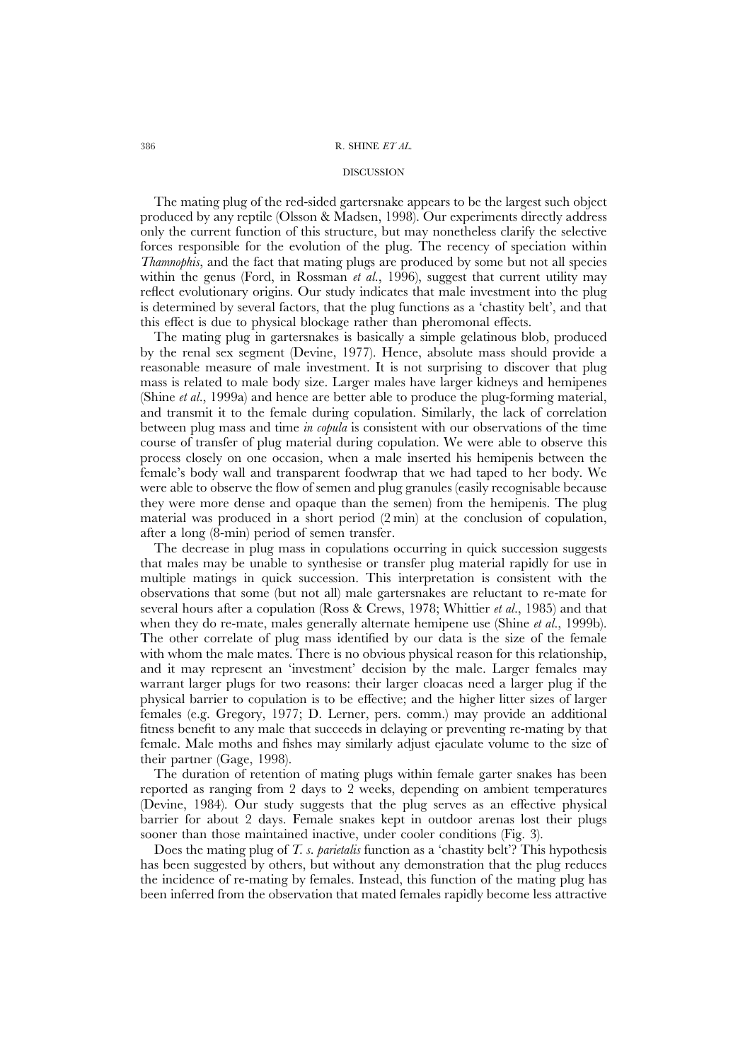## DISCUSSION

The mating plug of the red-sided gartersnake appears to be the largest such object produced by any reptile (Olsson & Madsen, 1998). Our experiments directly address only the current function of this structure, but may nonetheless clarify the selective forces responsible for the evolution of the plug. The recency of speciation within *Thamnophis*, and the fact that mating plugs are produced by some but not all species within the genus (Ford, in Rossman *et al.*, 1996), suggest that current utility may reflect evolutionary origins. Our study indicates that male investment into the plug is determined by several factors, that the plug functions as a 'chastity belt', and that this effect is due to physical blockage rather than pheromonal effects.

The mating plug in gartersnakes is basically a simple gelatinous blob, produced by the renal sex segment (Devine, 1977). Hence, absolute mass should provide a reasonable measure of male investment. It is not surprising to discover that plug mass is related to male body size. Larger males have larger kidneys and hemipenes (Shine *et al.*, 1999a) and hence are better able to produce the plug-forming material, and transmit it to the female during copulation. Similarly, the lack of correlation between plug mass and time *in copula* is consistent with our observations of the time course of transfer of plug material during copulation. We were able to observe this process closely on one occasion, when a male inserted his hemipenis between the female's body wall and transparent foodwrap that we had taped to her body. We were able to observe the flow of semen and plug granules (easily recognisable because they were more dense and opaque than the semen) from the hemipenis. The plug material was produced in a short period (2 min) at the conclusion of copulation, after a long (8-min) period of semen transfer.

The decrease in plug mass in copulations occurring in quick succession suggests that males may be unable to synthesise or transfer plug material rapidly for use in multiple matings in quick succession. This interpretation is consistent with the observations that some (but not all) male gartersnakes are reluctant to re-mate for several hours after a copulation (Ross & Crews, 1978; Whittier *et al.*, 1985) and that when they do re-mate, males generally alternate hemipene use (Shine *et al.*, 1999b). The other correlate of plug mass identified by our data is the size of the female with whom the male mates. There is no obvious physical reason for this relationship, and it may represent an 'investment' decision by the male. Larger females may warrant larger plugs for two reasons: their larger cloacas need a larger plug if the physical barrier to copulation is to be effective; and the higher litter sizes of larger females (e.g. Gregory, 1977; D. Lerner, pers. comm.) may provide an additional fitness benefit to any male that succeeds in delaying or preventing re-mating by that female. Male moths and fishes may similarly adjust ejaculate volume to the size of their partner (Gage, 1998).

The duration of retention of mating plugs within female garter snakes has been reported as ranging from 2 days to 2 weeks, depending on ambient temperatures (Devine, 1984). Our study suggests that the plug serves as an effective physical barrier for about 2 days. Female snakes kept in outdoor arenas lost their plugs sooner than those maintained inactive, under cooler conditions (Fig. 3).

Does the mating plug of *T. s. parietalis* function as a 'chastity belt'? This hypothesis has been suggested by others, but without any demonstration that the plug reduces the incidence of re-mating by females. Instead, this function of the mating plug has been inferred from the observation that mated females rapidly become less attractive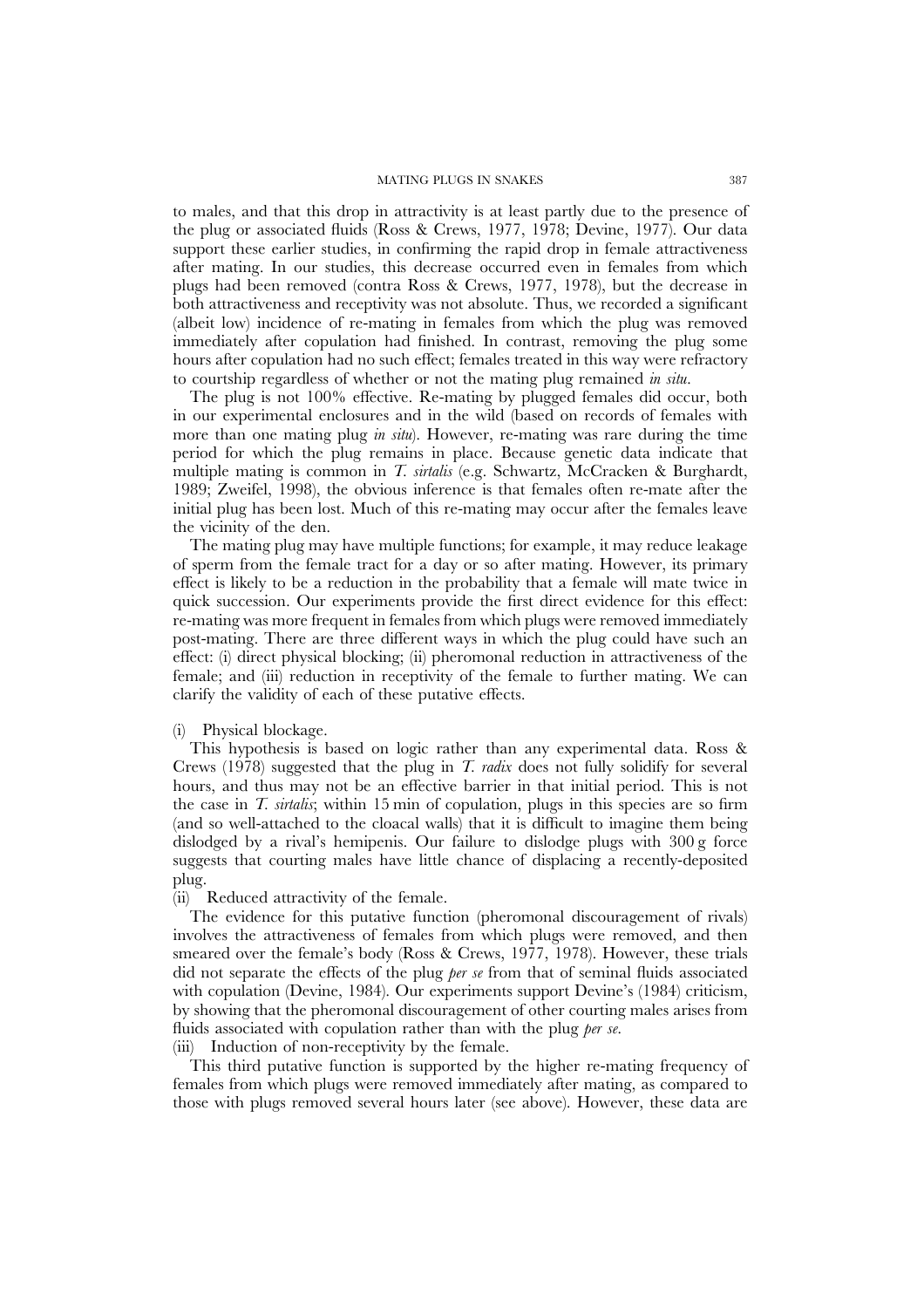to males, and that this drop in attractivity is at least partly due to the presence of the plug or associated fluids (Ross & Crews, 1977, 1978; Devine, 1977). Our data support these earlier studies, in confirming the rapid drop in female attractiveness after mating. In our studies, this decrease occurred even in females from which plugs had been removed (contra Ross & Crews, 1977, 1978), but the decrease in both attractiveness and receptivity was not absolute. Thus, we recorded a significant (albeit low) incidence of re-mating in females from which the plug was removed immediately after copulation had finished. In contrast, removing the plug some hours after copulation had no such effect; females treated in this way were refractory to courtship regardless of whether or not the mating plug remained *in situ*.

The plug is not 100% effective. Re-mating by plugged females did occur, both in our experimental enclosures and in the wild (based on records of females with more than one mating plug *in situ*). However, re-mating was rare during the time period for which the plug remains in place. Because genetic data indicate that multiple mating is common in *T. sirtalis* (e.g. Schwartz, McCracken & Burghardt, 1989; Zweifel, 1998), the obvious inference is that females often re-mate after the initial plug has been lost. Much of this re-mating may occur after the females leave the vicinity of the den.

The mating plug may have multiple functions; for example, it may reduce leakage of sperm from the female tract for a day or so after mating. However, its primary effect is likely to be a reduction in the probability that a female will mate twice in quick succession. Our experiments provide the first direct evidence for this effect: re-mating was more frequent in females from which plugs were removed immediately post-mating. There are three different ways in which the plug could have such an effect: (i) direct physical blocking; (ii) pheromonal reduction in attractiveness of the female; and (iii) reduction in receptivity of the female to further mating. We can clarify the validity of each of these putative effects.

(i) Physical blockage.

This hypothesis is based on logic rather than any experimental data. Ross & Crews (1978) suggested that the plug in *T. radix* does not fully solidify for several hours, and thus may not be an effective barrier in that initial period. This is not the case in *T. sirtalis*; within 15 min of copulation, plugs in this species are so firm (and so well-attached to the cloacal walls) that it is difficult to imagine them being dislodged by a rival's hemipenis. Our failure to dislodge plugs with 300 g force suggests that courting males have little chance of displacing a recently-deposited plug.

(ii) Reduced attractivity of the female.

The evidence for this putative function (pheromonal discouragement of rivals) involves the attractiveness of females from which plugs were removed, and then smeared over the female's body (Ross & Crews, 1977, 1978). However, these trials did not separate the effects of the plug *per se* from that of seminal fluids associated with copulation (Devine, 1984). Our experiments support Devine's (1984) criticism, by showing that the pheromonal discouragement of other courting males arises from fluids associated with copulation rather than with the plug *per se*.

(iii) Induction of non-receptivity by the female.

This third putative function is supported by the higher re-mating frequency of females from which plugs were removed immediately after mating, as compared to those with plugs removed several hours later (see above). However, these data are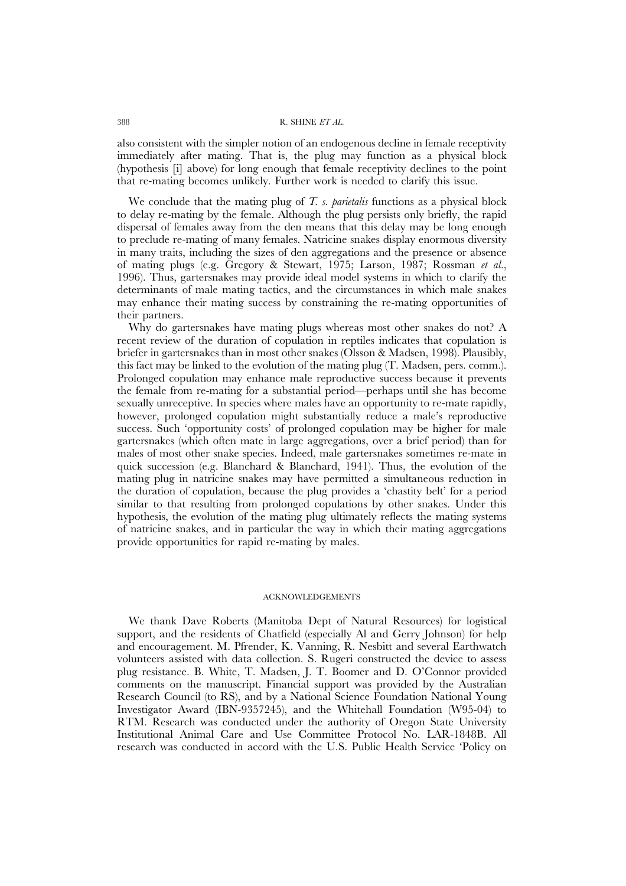also consistent with the simpler notion of an endogenous decline in female receptivity immediately after mating. That is, the plug may function as a physical block (hypothesis [i] above) for long enough that female receptivity declines to the point that re-mating becomes unlikely. Further work is needed to clarify this issue.

We conclude that the mating plug of *T. s. parietalis* functions as a physical block to delay re-mating by the female. Although the plug persists only briefly, the rapid dispersal of females away from the den means that this delay may be long enough to preclude re-mating of many females. Natricine snakes display enormous diversity in many traits, including the sizes of den aggregations and the presence or absence of mating plugs (e.g. Gregory & Stewart, 1975; Larson, 1987; Rossman *et al*., 1996). Thus, gartersnakes may provide ideal model systems in which to clarify the determinants of male mating tactics, and the circumstances in which male snakes may enhance their mating success by constraining the re-mating opportunities of their partners.

Why do gartersnakes have mating plugs whereas most other snakes do not? A recent review of the duration of copulation in reptiles indicates that copulation is briefer in gartersnakes than in most other snakes (Olsson & Madsen, 1998). Plausibly, this fact may be linked to the evolution of the mating plug (T. Madsen, pers. comm.). Prolonged copulation may enhance male reproductive success because it prevents the female from re-mating for a substantial period—perhaps until she has become sexually unreceptive. In species where males have an opportunity to re-mate rapidly, however, prolonged copulation might substantially reduce a male's reproductive success. Such 'opportunity costs' of prolonged copulation may be higher for male gartersnakes (which often mate in large aggregations, over a brief period) than for males of most other snake species. Indeed, male gartersnakes sometimes re-mate in quick succession (e.g. Blanchard & Blanchard, 1941). Thus, the evolution of the mating plug in natricine snakes may have permitted a simultaneous reduction in the duration of copulation, because the plug provides a 'chastity belt' for a period similar to that resulting from prolonged copulations by other snakes. Under this hypothesis, the evolution of the mating plug ultimately reflects the mating systems of natricine snakes, and in particular the way in which their mating aggregations provide opportunities for rapid re-mating by males.

## ACKNOWLEDGEMENTS

We thank Dave Roberts (Manitoba Dept of Natural Resources) for logistical support, and the residents of Chatfield (especially Al and Gerry Johnson) for help and encouragement. M. Pfrender, K. Vanning, R. Nesbitt and several Earthwatch volunteers assisted with data collection. S. Rugeri constructed the device to assess plug resistance. B. White, T. Madsen, J. T. Boomer and D. O'Connor provided comments on the manuscript. Financial support was provided by the Australian Research Council (to RS), and by a National Science Foundation National Young Investigator Award (IBN-9357245), and the Whitehall Foundation (W95-04) to RTM. Research was conducted under the authority of Oregon State University Institutional Animal Care and Use Committee Protocol No. LAR-1848B. All research was conducted in accord with the U.S. Public Health Service 'Policy on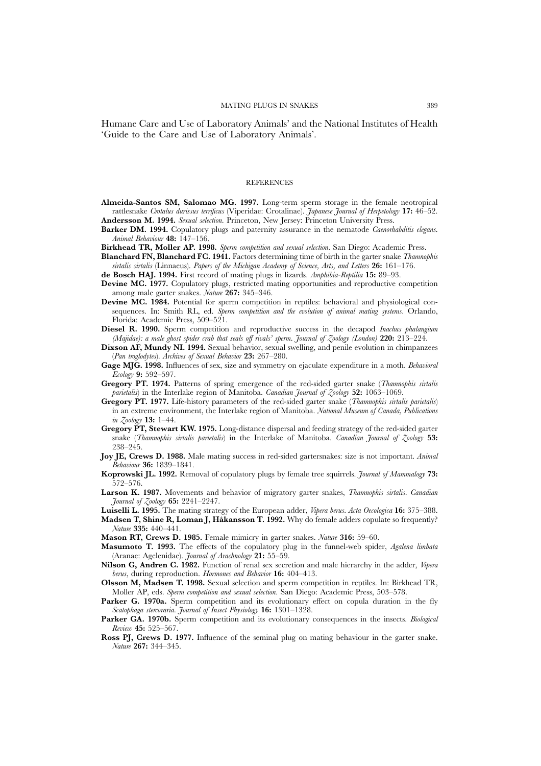Humane Care and Use of Laboratory Animals' and the National Institutes of Health 'Guide to the Care and Use of Laboratory Animals'.

## REFERENCES

**Almeida-Santos SM, Salomao MG. 1997.** Long-term sperm storage in the female neotropical rattlesnake *Crotalus durissus terrificus* (Viperidae: Crotalinae). *Japanese Journal of Herpetology* **17:** 46–52.

**Andersson M. 1994.** *Sexual selection*. Princeton, New Jersey: Princeton University Press.

**Barker DM. 1994.** Copulatory plugs and paternity assurance in the nematode *Caenorhabditis elegans*. *Animal Behaviour* **48:** 147–156.

**Birkhead TR, Moller AP. 1998.** *Sperm competition and sexual selection*. San Diego: Academic Press.

**Blanchard FN, Blanchard FC. 1941.** Factors determining time of birth in the garter snake *Thamnophis sirtalis sirtalis* (Linnaeus). *Papers of the Michigan Academy of Science, Arts, and Letters* **26:** 161–176.

**de Bosch HAJ. 1994.** First record of mating plugs in lizards. *Amphibia-Reptilia* **15:** 89–93.

**Devine MC. 1977.** Copulatory plugs, restricted mating opportunities and reproductive competition among male garter snakes. *Nature* **267:** 345–346.

**Devine MC. 1984.** Potential for sperm competition in reptiles: behavioral and physiological consequences. In: Smith RL, ed. *Sperm competition and the evolution of animal mating systems*. Orlando, Florida: Academic Press, 509–521.

**Diesel R. 1990.** Sperm competition and reproductive success in the decapod *Inachus phalangium (Majidae): a male ghost spider crab that seals off rivals' sperm*. *Journal of Zoology (London)* **220:** 213–224.

**Dixson AF, Mundy NI. 1994.** Sexual behavior, sexual swelling, and penile evolution in chimpanzees (*Pan troglodytes*). *Archives of Sexual Behavior* **23:** 267–280.

**Gage MJG. 1998.** Influences of sex, size and symmetry on ejaculate expenditure in a moth. *Behavioral Ecology* **9:** 592–597.

**Gregory PT. 1974.** Patterns of spring emergence of the red-sided garter snake (*Thamnophis sirtalis parietalis*) in the Interlake region of Manitoba. *Canadian Journal of Zoology* **52:** 1063–1069.

**Gregory PT. 1977.** Life-history parameters of the red-sided garter snake (*Thamnophis sirtalis parietalis*) in an extreme environment, the Interlake region of Manitoba. *National Museum of Canada, Publications in Zoology* **13:** 1–44.

**Gregory PT, Stewart KW. 1975.** Long-distance dispersal and feeding strategy of the red-sided garter snake (*Thamnophis sirtalis parietalis*) in the Interlake of Manitoba. *Canadian Journal of Zoology* **53:** 238–245.

**Joy JE, Crews D. 1988.** Male mating success in red-sided gartersnakes: size is not important. *Animal Behaviour* **36:** 1839–1841.

**Koprowski JL. 1992.** Removal of copulatory plugs by female tree squirrels. *Journal of Mammalogy* **73:** 572–576.

**Larson K. 1987.** Movements and behavior of migratory garter snakes, *Thamnophis sirtalis*. *Canadian Journal of Zoology* **65:** 2241–2247.

**Luiselli L. 1995.** The mating strategy of the European adder, *Vipera berus*. *Acta Oecologica* **16:** 375–388.

**Madsen T, Shine R, Loman J, Håkansson T. 1992.** Why do female adders copulate so frequently? *Nature* **335:** 440–441.

**Mason RT, Crews D. 1985.** Female mimicry in garter snakes. *Nature* **316:** 59–60.

**Masumoto T. 1993.** The effects of the copulatory plug in the funnel-web spider, *Agalena limbata* (Aranae: Agelenidae). *Journal of Arachnology* **21:** 55–59.

**Nilson G, Andren C. 1982.** Function of renal sex secretion and male hierarchy in the adder, *Vipera berus*, during reproduction. *Hormones and Behavior* **16:** 404–413.

**Olsson M, Madsen T. 1998.** Sexual selection and sperm competition in reptiles. In: Birkhead TR, Moller AP, eds. *Sperm competition and sexual selection*. San Diego: Academic Press, 503–578.

**Parker G. 1970a.** Sperm competition and its evolutionary effect on copula duration in the fly *Scatophaga stercoraria*. *Journal of Insect Physiology* **16:** 1301–1328.

**Parker GA. 1970b.** Sperm competition and its evolutionary consequences in the insects. *Biological Review* **45:** 525–567.

**Ross PJ, Crews D. 1977.** Influence of the seminal plug on mating behaviour in the garter snake. *Nature* **267:** 344–345.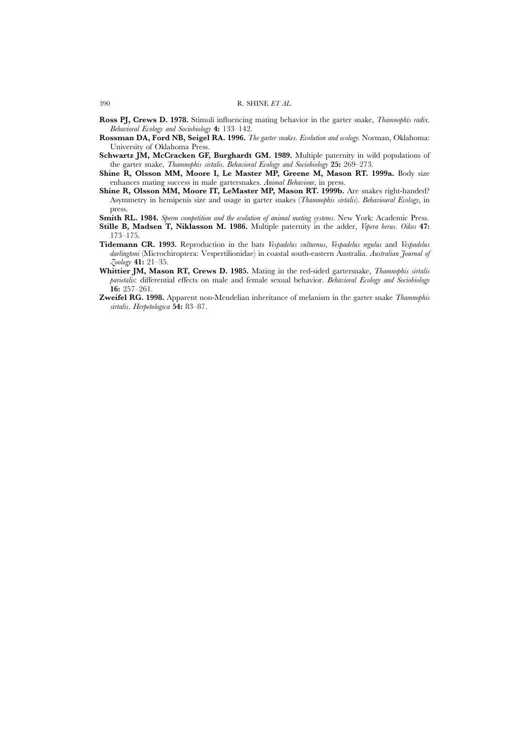**Ross PJ, Crews D. 1978.** Stimuli influencing mating behavior in the garter snake, *Thamnophis radix*. *Behavioral Ecology and Sociobiology* **4:** 133–142.

**Rossman DA, Ford NB, Seigel RA. 1996.** *The garter snakes. Evolution and ecology.* Norman, Oklahoma: University of Oklahoma Press.

**Schwartz JM, McCracken GF, Burghardt GM. 1989.** Multiple paternity in wild populations of the garter snake, *Thamnophis sirtalis*. *Behavioral Ecology and Sociobiology* **25:** 269–273.

**Shine R, Olsson MM, Moore I, Le Master MP, Greene M, Mason RT. 1999a.** Body size enhances mating success in male gartersnakes. *Animal Behaviour*, in press.

**Shine R, Olsson MM, Moore IT, LeMaster MP, Mason RT. 1999b.** Are snakes right-handed? Asymmetry in hemipenis size and usage in garter snakes (*Thamnophis sirtalis*). *Behavioural Ecology*, in press.

**Smith RL. 1984.** *Sperm competition and the evolution of animal mating systems*. New York: Academic Press.

**Stille B, Madsen T, Niklasson M. 1986.** Multiple paternity in the adder, *Vipera berus*. *Oikos* **47:** 173–175.

**Tidemann CR. 1993.** Reproduction in the bats *Vespadelus vulturnus*, *Vespadelus regulus* and *Vespadelus darlingtoni* (Microchiroptera: Vespertilionidae) in coastal south-eastern Australia. *Australian Journal of Zoology* **41:** 21–35.

**Whittier JM, Mason RT, Crews D. 1985.** Mating in the red-sided gartersnake, *Thamnophis sirtalis parietalis*: differential effects on male and female sexual behavior. *Behavioral Ecology and Sociobiology* **16:** 257–261.

**Zweifel RG. 1998.** Apparent non-Mendelian inheritance of melanism in the garter snake *Thamnophis sirtalis*. *Herpetologica* **54:** 83–87.